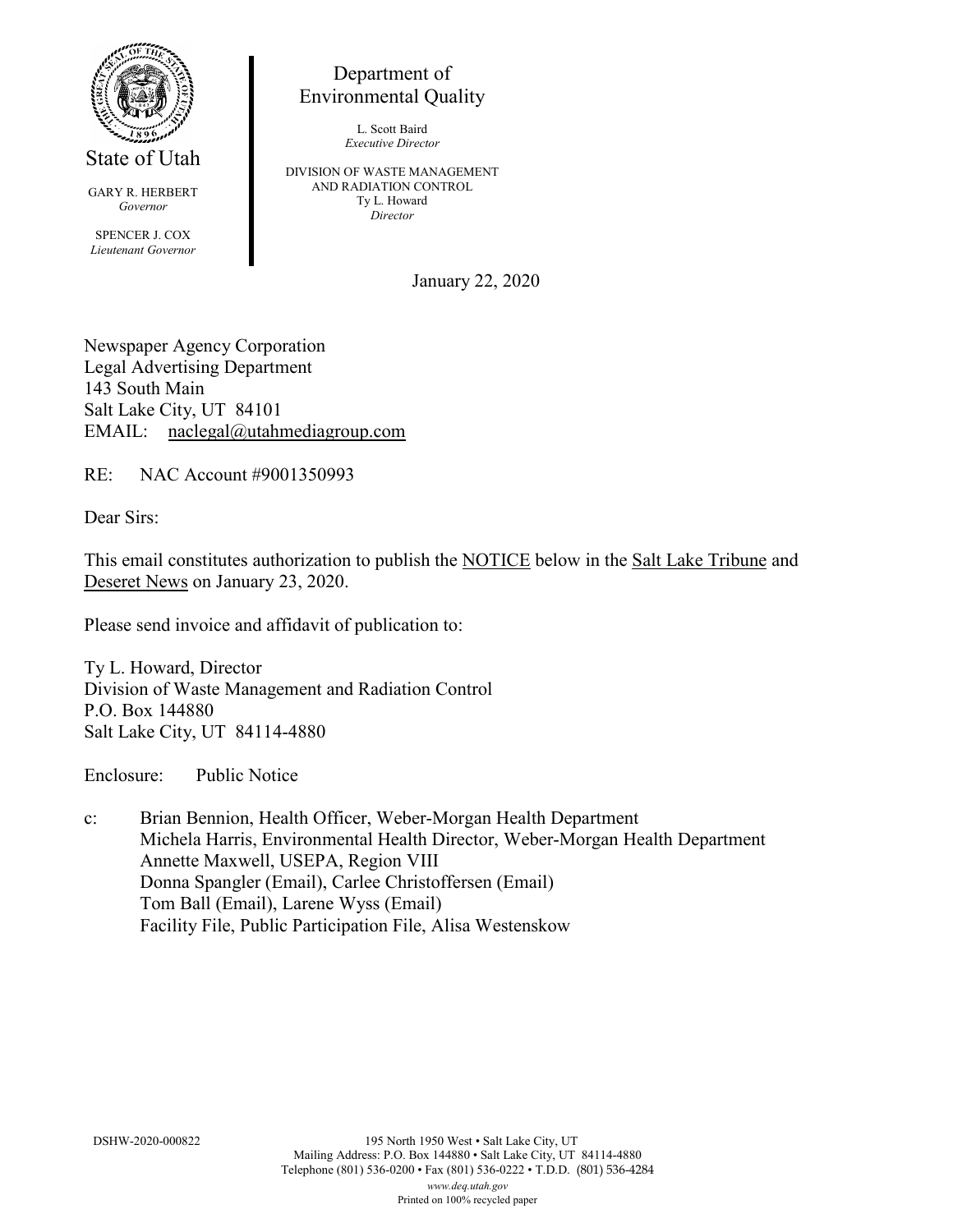State of Utah

GARY R. HERBERT
*Governor*

SPENCER J. COX
*Lieutenant Governor*

Department of
Environmental Quality

L. Scott Baird
*Executive Director*

DIVISION OF WASTE MANAGEMENT
AND RADIATION CONTROL
Ty L. Howard
*Director*

January 22, 2020

Newspaper Agency Corporation
Legal Advertising Department
143 South Main
Salt Lake City, UT 84101
EMAIL: naclegal@utahmediagroup.com

RE: NAC Account #9001350993

Dear Sirs:

This email constitutes authorization to publish the NOTICE below in the Salt Lake Tribune and Deseret News on January 23, 2020.

Please send invoice and affidavit of publication to:

Ty L. Howard, Director
Division of Waste Management and Radiation Control
P.O. Box 144880
Salt Lake City, UT 84114-4880

Enclosure: Public Notice

c: Brian Bennion, Health Officer, Weber-Morgan Health Department
Michela Harris, Environmental Health Director, Weber-Morgan Health Department
Annette Maxwell, USEPA, Region VIII
Donna Spangler (Email), Carlee Christoffersen (Email)
Tom Ball (Email), Larene Wyss (Email)
Facility File, Public Participation File, Alisa Westenskow

DSHW-2020-000822

195 North 1950 West • Salt Lake City, UT
Mailing Address: P.O. Box 144880 • Salt Lake City, UT 84114-4880
Telephone (801) 536-0200 • Fax (801) 536-0222 • T.D.D. (801) 536-4284
*www.deq.utah.gov*
Printed on 100% recycled paper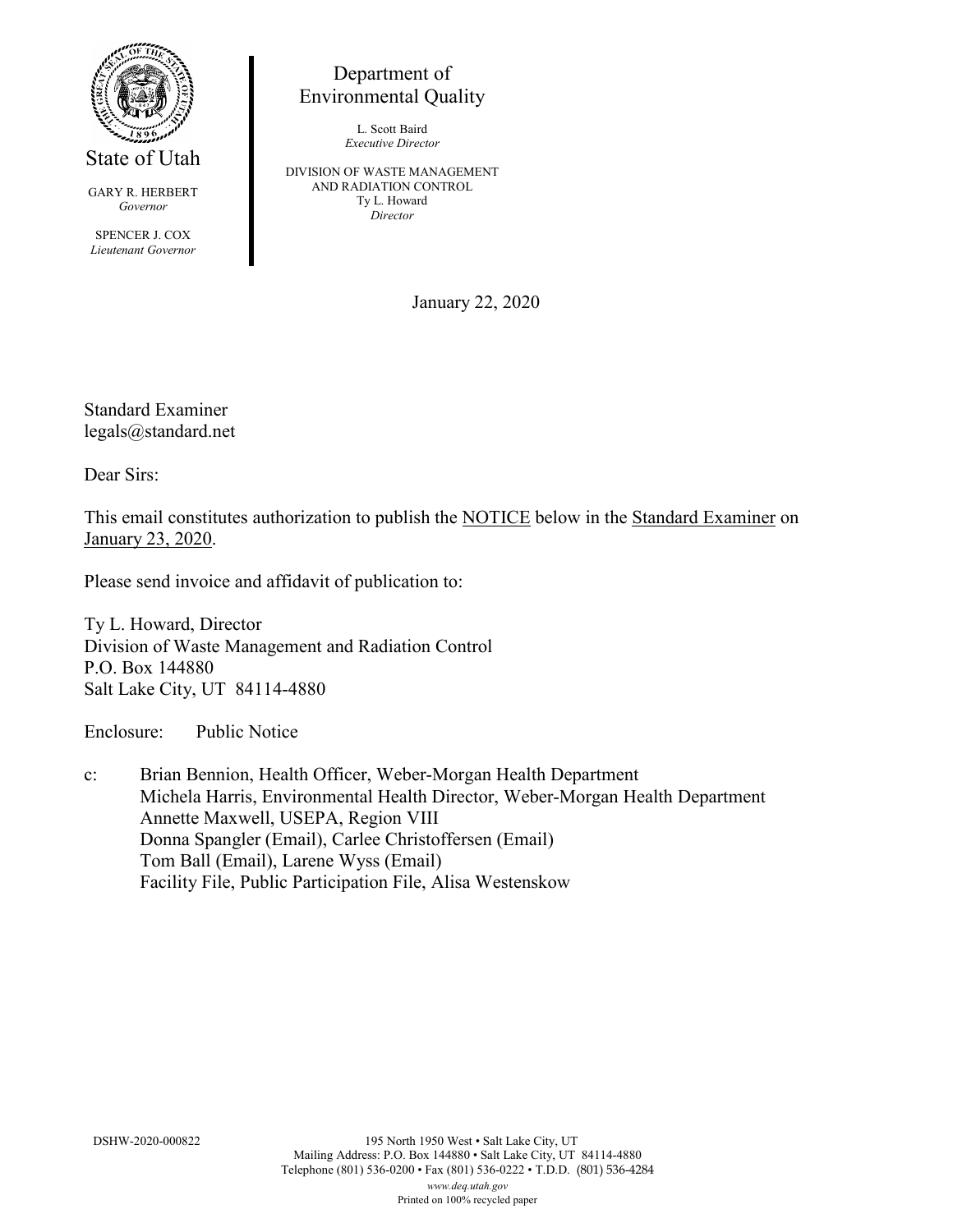State of Utah

GARY R. HERBERT
*Governor*

SPENCER J. COX
*Lieutenant Governor*

Department of
Environmental Quality

L. Scott Baird
*Executive Director*

DIVISION OF WASTE MANAGEMENT
AND RADIATION CONTROL
Ty L. Howard
*Director*

January 22, 2020

Standard Examiner
legals@standard.net

Dear Sirs:

This email constitutes authorization to publish the NOTICE below in the Standard Examiner on January 23, 2020.

Please send invoice and affidavit of publication to:

Ty L. Howard, Director
Division of Waste Management and Radiation Control
P.O. Box 144880
Salt Lake City, UT 84114-4880

Enclosure: Public Notice

c: Brian Bennion, Health Officer, Weber-Morgan Health Department
Michela Harris, Environmental Health Director, Weber-Morgan Health Department
Annette Maxwell, USEPA, Region VIII
Donna Spangler (Email), Carlee Christoffersen (Email)
Tom Ball (Email), Larene Wyss (Email)
Facility File, Public Participation File, Alisa Westenskow

DSHW-2020-000822

195 North 1950 West • Salt Lake City, UT
Mailing Address: P.O. Box 144880 • Salt Lake City, UT 84114-4880
Telephone (801) 536-0200 • Fax (801) 536-0222 • T.D.D. (801) 536-4284
*www.deq.utah.gov*
Printed on 100% recycled paper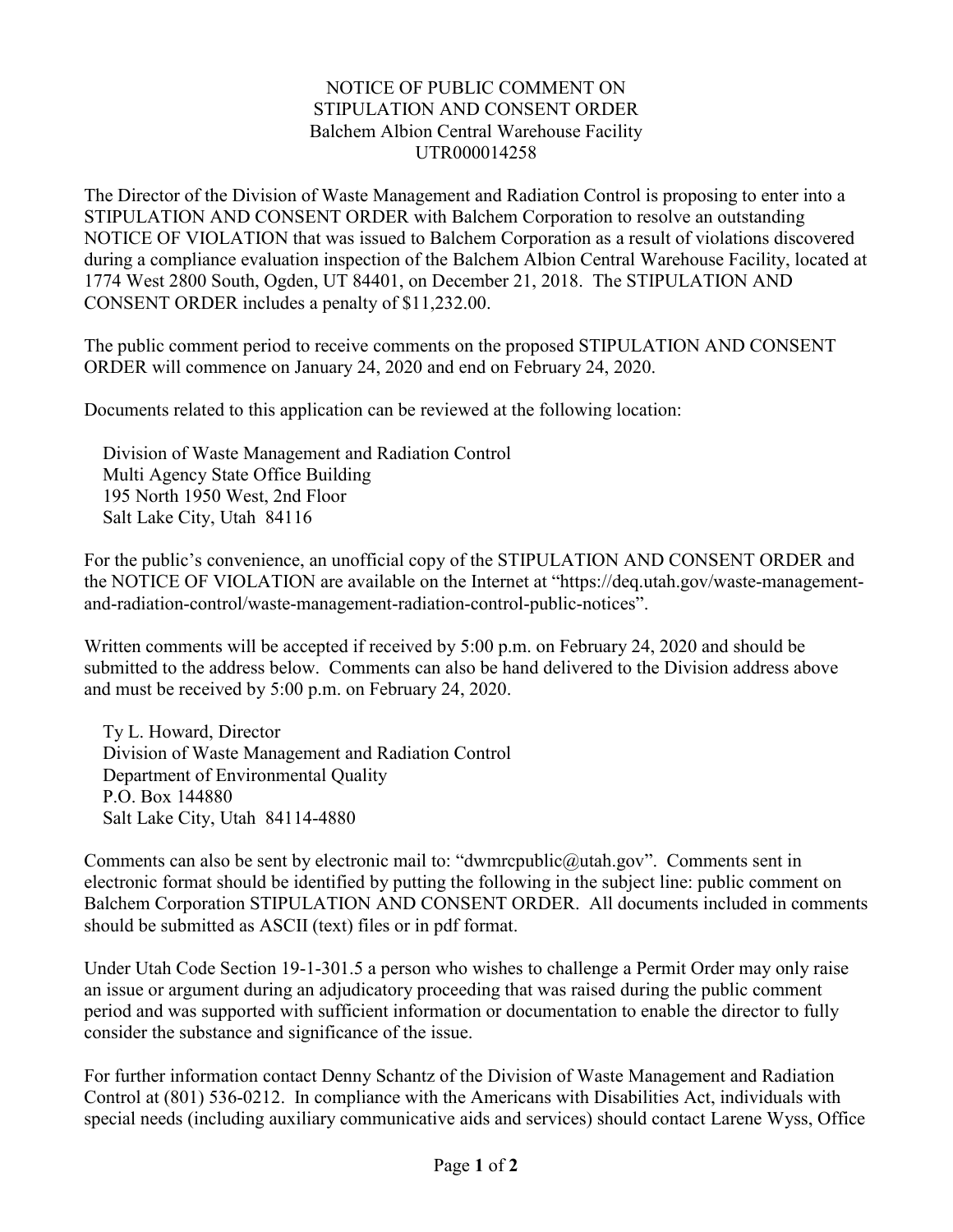NOTICE OF PUBLIC COMMENT ON
STIPULATION AND CONSENT ORDER
Balchem Albion Central Warehouse Facility
UTR000014258

The Director of the Division of Waste Management and Radiation Control is proposing to enter into a STIPULATION AND CONSENT ORDER with Balchem Corporation to resolve an outstanding NOTICE OF VIOLATION that was issued to Balchem Corporation as a result of violations discovered during a compliance evaluation inspection of the Balchem Albion Central Warehouse Facility, located at 1774 West 2800 South, Ogden, UT 84401, on December 21, 2018. The STIPULATION AND CONSENT ORDER includes a penalty of $11,232.00.

The public comment period to receive comments on the proposed STIPULATION AND CONSENT ORDER will commence on January 24, 2020 and end on February 24, 2020.

Documents related to this application can be reviewed at the following location:

Division of Waste Management and Radiation Control
Multi Agency State Office Building
195 North 1950 West, 2nd Floor
Salt Lake City, Utah 84116

For the public's convenience, an unofficial copy of the STIPULATION AND CONSENT ORDER and the NOTICE OF VIOLATION are available on the Internet at "https://deq.utah.gov/waste-management-and-radiation-control/waste-management-radiation-control-public-notices".

Written comments will be accepted if received by 5:00 p.m. on February 24, 2020 and should be submitted to the address below. Comments can also be hand delivered to the Division address above and must be received by 5:00 p.m. on February 24, 2020.

Ty L. Howard, Director
Division of Waste Management and Radiation Control
Department of Environmental Quality
P.O. Box 144880
Salt Lake City, Utah 84114-4880

Comments can also be sent by electronic mail to: "dwmrcpublic@utah.gov". Comments sent in electronic format should be identified by putting the following in the subject line: public comment on Balchem Corporation STIPULATION AND CONSENT ORDER. All documents included in comments should be submitted as ASCII (text) files or in pdf format.

Under Utah Code Section 19-1-301.5 a person who wishes to challenge a Permit Order may only raise an issue or argument during an adjudicatory proceeding that was raised during the public comment period and was supported with sufficient information or documentation to enable the director to fully consider the substance and significance of the issue.

For further information contact Denny Schantz of the Division of Waste Management and Radiation Control at (801) 536-0212. In compliance with the Americans with Disabilities Act, individuals with special needs (including auxiliary communicative aids and services) should contact Larene Wyss, Office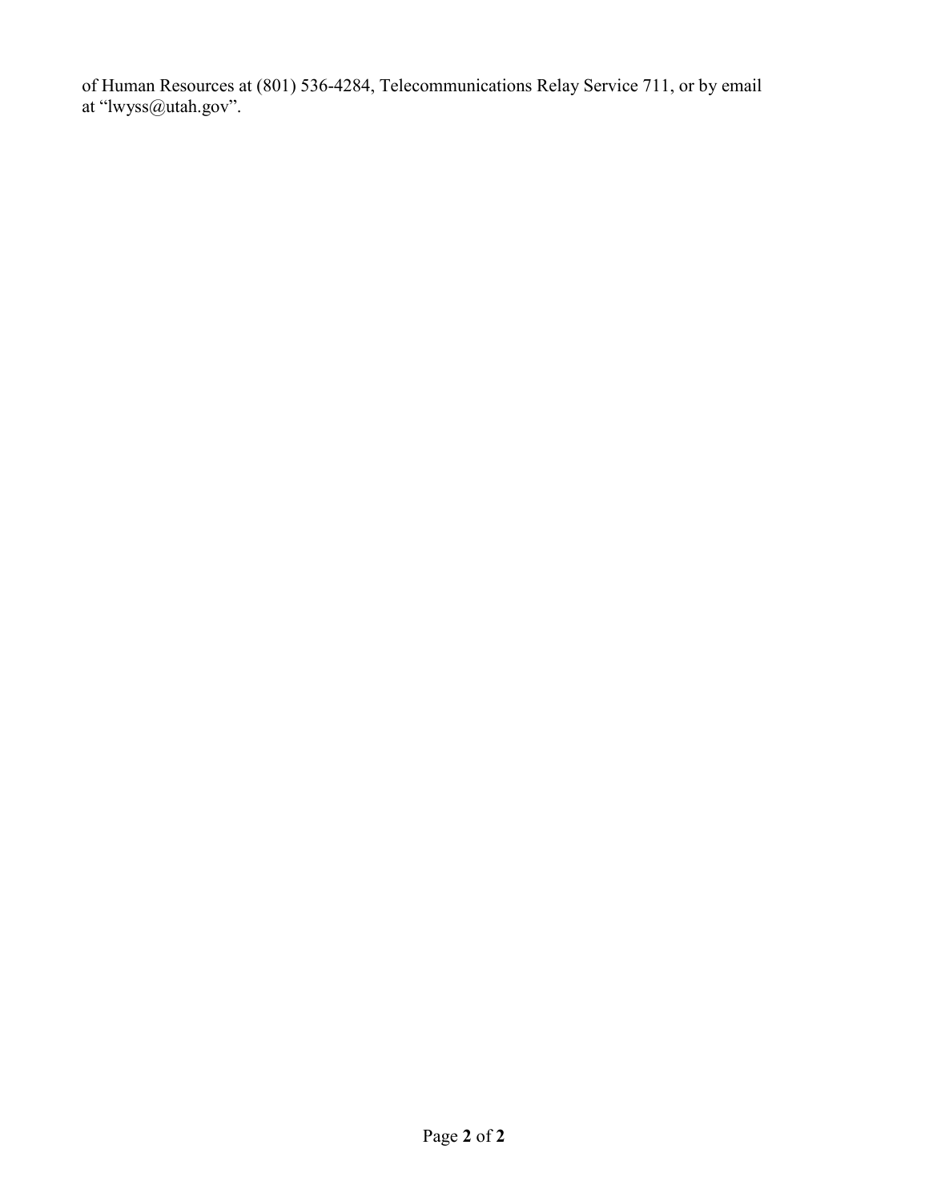of Human Resources at (801) 536-4284, Telecommunications Relay Service 711, or by email at “lwyss@utah.gov”.